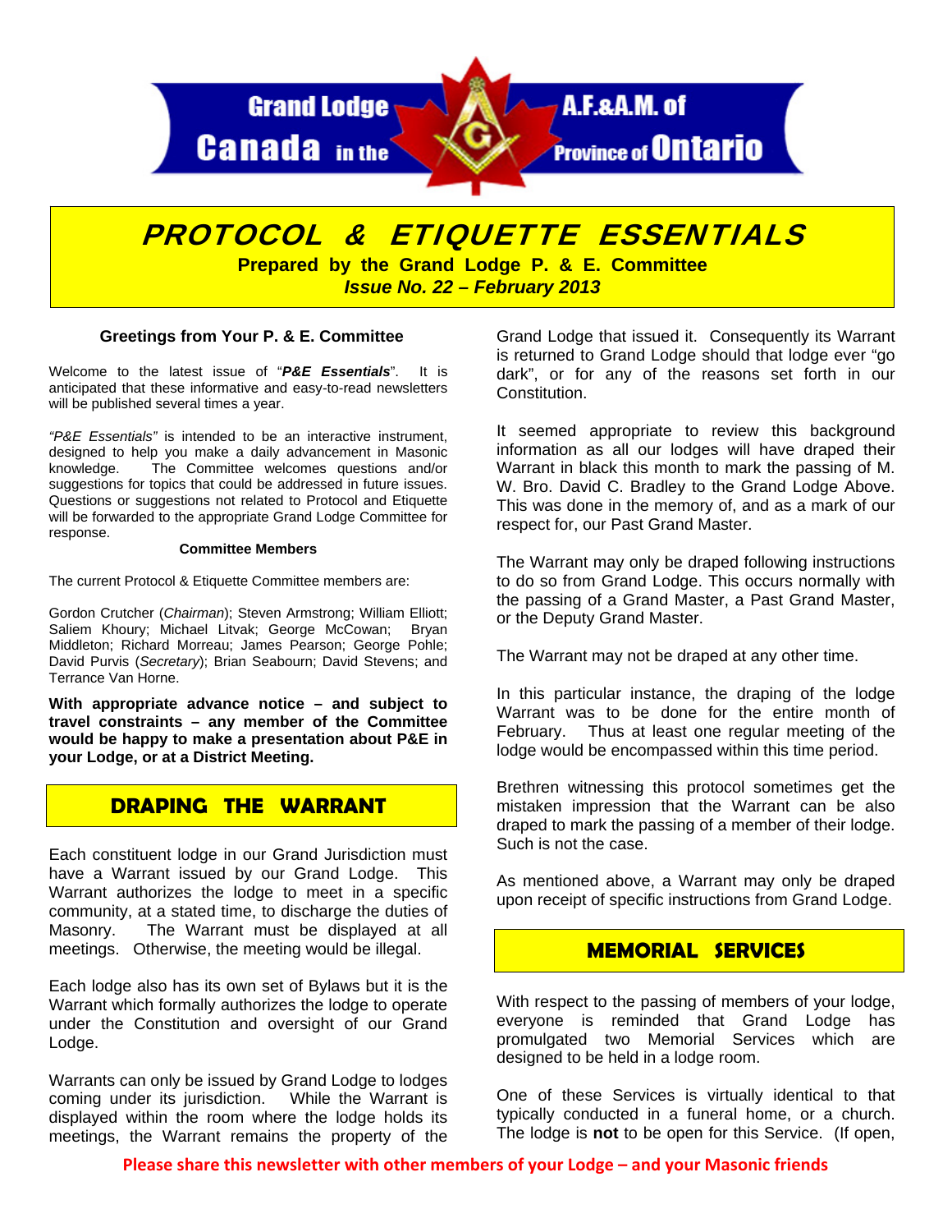Grand Lodge A.F.&A.M. of Canada in the Province of Ontario

# PROTOCOL & ETIQUETTE ESSENTIALS

**Prepared by the Grand Lodge P. & E. Committee**

***Issue No. 22 – February 2013***

### Greetings from Your P. & E. Committee

Welcome to the latest issue of "***P&E Essentials***". It is anticipated that these informative and easy-to-read newsletters will be published several times a year.

*"P&E Essentials"* is intended to be an interactive instrument, designed to help you make a daily advancement in Masonic knowledge. The Committee welcomes questions and/or suggestions for topics that could be addressed in future issues. Questions or suggestions not related to Protocol and Etiquette will be forwarded to the appropriate Grand Lodge Committee for response.

**Committee Members**

The current Protocol & Etiquette Committee members are:

Gordon Crutcher (*Chairman*); Steven Armstrong; William Elliott; Saliem Khoury; Michael Litvak; George McCowan; Bryan Middleton; Richard Morreau; James Pearson; George Pohle; David Purvis (*Secretary*); Brian Seabourn; David Stevens; and Terrance Van Horne.

**With appropriate advance notice – and subject to travel constraints – any member of the Committee would be happy to make a presentation about P&E in your Lodge, or at a District Meeting.**

## DRAPING THE WARRANT

Each constituent lodge in our Grand Jurisdiction must have a Warrant issued by our Grand Lodge. This Warrant authorizes the lodge to meet in a specific community, at a stated time, to discharge the duties of Masonry. The Warrant must be displayed at all meetings. Otherwise, the meeting would be illegal.

Each lodge also has its own set of Bylaws but it is the Warrant which formally authorizes the lodge to operate under the Constitution and oversight of our Grand Lodge.

Warrants can only be issued by Grand Lodge to lodges coming under its jurisdiction. While the Warrant is displayed within the room where the lodge holds its meetings, the Warrant remains the property of the Grand Lodge that issued it. Consequently its Warrant is returned to Grand Lodge should that lodge ever "go dark", or for any of the reasons set forth in our Constitution.

It seemed appropriate to review this background information as all our lodges will have draped their Warrant in black this month to mark the passing of M. W. Bro. David C. Bradley to the Grand Lodge Above. This was done in the memory of, and as a mark of our respect for, our Past Grand Master.

The Warrant may only be draped following instructions to do so from Grand Lodge. This occurs normally with the passing of a Grand Master, a Past Grand Master, or the Deputy Grand Master.

The Warrant may not be draped at any other time.

In this particular instance, the draping of the lodge Warrant was to be done for the entire month of February. Thus at least one regular meeting of the lodge would be encompassed within this time period.

Brethren witnessing this protocol sometimes get the mistaken impression that the Warrant can be also draped to mark the passing of a member of their lodge. Such is not the case.

As mentioned above, a Warrant may only be draped upon receipt of specific instructions from Grand Lodge.

## MEMORIAL SERVICES

With respect to the passing of members of your lodge, everyone is reminded that Grand Lodge has promulgated two Memorial Services which are designed to be held in a lodge room.

One of these Services is virtually identical to that typically conducted in a funeral home, or a church. The lodge is **not** to be open for this Service. (If open,

**Please share this newsletter with other members of your Lodge – and your Masonic friends**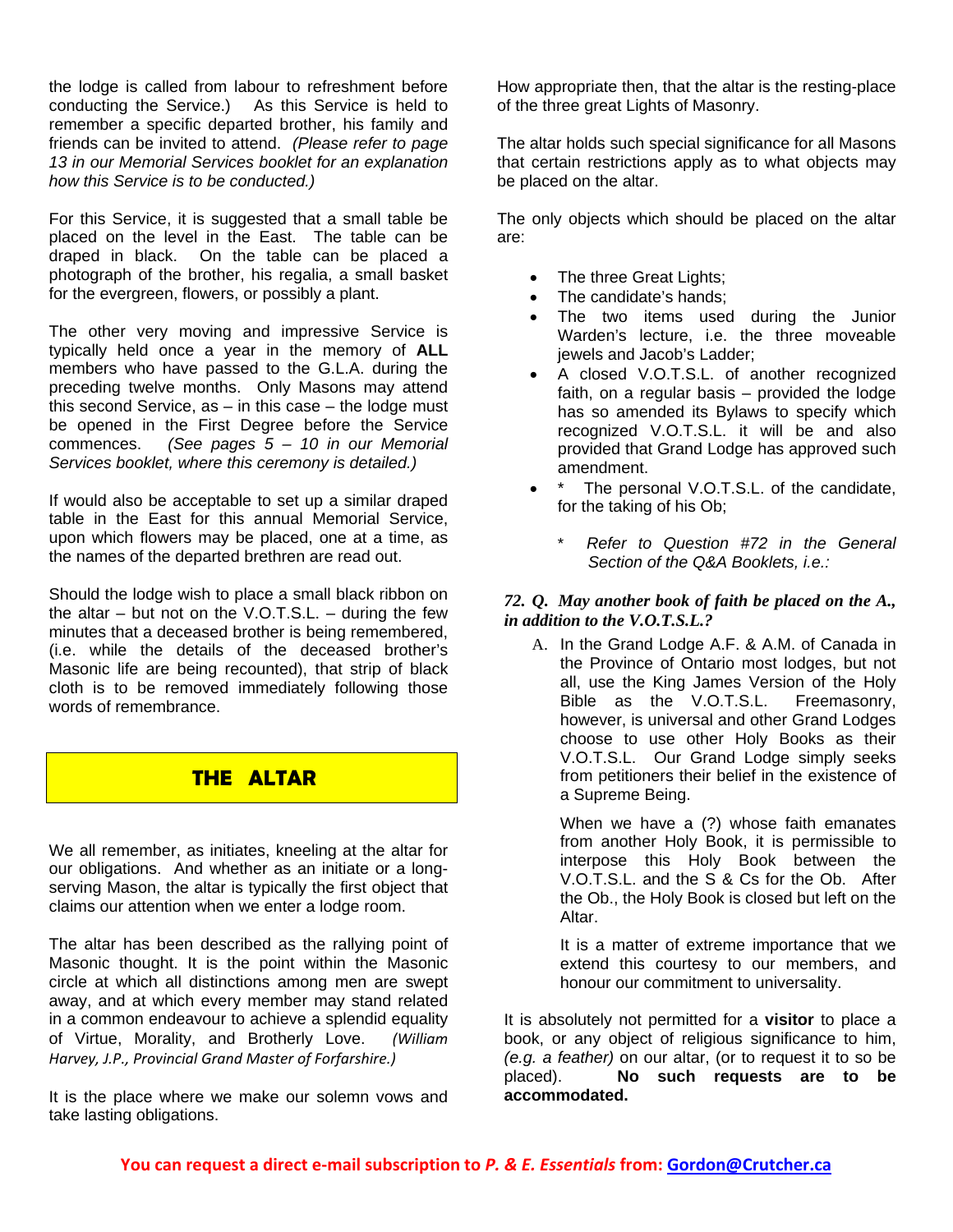the lodge is called from labour to refreshment before conducting the Service.) As this Service is held to remember a specific departed brother, his family and friends can be invited to attend. *(Please refer to page 13 in our Memorial Services booklet for an explanation how this Service is to be conducted.)*

For this Service, it is suggested that a small table be placed on the level in the East. The table can be draped in black. On the table can be placed a photograph of the brother, his regalia, a small basket for the evergreen, flowers, or possibly a plant.

The other very moving and impressive Service is typically held once a year in the memory of **ALL** members who have passed to the G.L.A. during the preceding twelve months. Only Masons may attend this second Service, as – in this case – the lodge must be opened in the First Degree before the Service commences. *(See pages 5 – 10 in our Memorial Services booklet, where this ceremony is detailed.)*

If would also be acceptable to set up a similar draped table in the East for this annual Memorial Service, upon which flowers may be placed, one at a time, as the names of the departed brethren are read out.

Should the lodge wish to place a small black ribbon on the altar – but not on the V.O.T.S.L. – during the few minutes that a deceased brother is being remembered, (i.e. while the details of the deceased brother's Masonic life are being recounted), that strip of black cloth is to be removed immediately following those words of remembrance.

## THE ALTAR

We all remember, as initiates, kneeling at the altar for our obligations. And whether as an initiate or a long-serving Mason, the altar is typically the first object that claims our attention when we enter a lodge room.

The altar has been described as the rallying point of Masonic thought. It is the point within the Masonic circle at which all distinctions among men are swept away, and at which every member may stand related in a common endeavour to achieve a splendid equality of Virtue, Morality, and Brotherly Love. *(William Harvey, J.P., Provincial Grand Master of Forfarshire.)*

It is the place where we make our solemn vows and take lasting obligations.

How appropriate then, that the altar is the resting-place of the three great Lights of Masonry.

The altar holds such special significance for all Masons that certain restrictions apply as to what objects may be placed on the altar.

The only objects which should be placed on the altar are:

- The three Great Lights;
- The candidate's hands;
- The two items used during the Junior Warden's lecture, i.e. the three moveable jewels and Jacob's Ladder;
- A closed V.O.T.S.L. of another recognized faith, on a regular basis – provided the lodge has so amended its Bylaws to specify which recognized V.O.T.S.L. it will be and also provided that Grand Lodge has approved such amendment.
- \* The personal V.O.T.S.L. of the candidate, for the taking of his Ob;

  \* *Refer to Question #72 in the General Section of the Q&A Booklets, i.e.:*

***72. Q. May another book of faith be placed on the A., in addition to the V.O.T.S.L.?***

A. In the Grand Lodge A.F. & A.M. of Canada in the Province of Ontario most lodges, but not all, use the King James Version of the Holy Bible as the V.O.T.S.L. Freemasonry, however, is universal and other Grand Lodges choose to use other Holy Books as their V.O.T.S.L. Our Grand Lodge simply seeks from petitioners their belief in the existence of a Supreme Being.

When we have a (?) whose faith emanates from another Holy Book, it is permissible to interpose this Holy Book between the V.O.T.S.L. and the S & Cs for the Ob. After the Ob., the Holy Book is closed but left on the Altar.

It is a matter of extreme importance that we extend this courtesy to our members, and honour our commitment to universality.

It is absolutely not permitted for a **visitor** to place a book, or any object of religious significance to him, *(e.g. a feather)* on our altar, (or to request it to so be placed). **No such requests are to be accommodated.**

**You can request a direct e-mail subscription to *P. & E. Essentials* from: Gordon@Crutcher.ca**